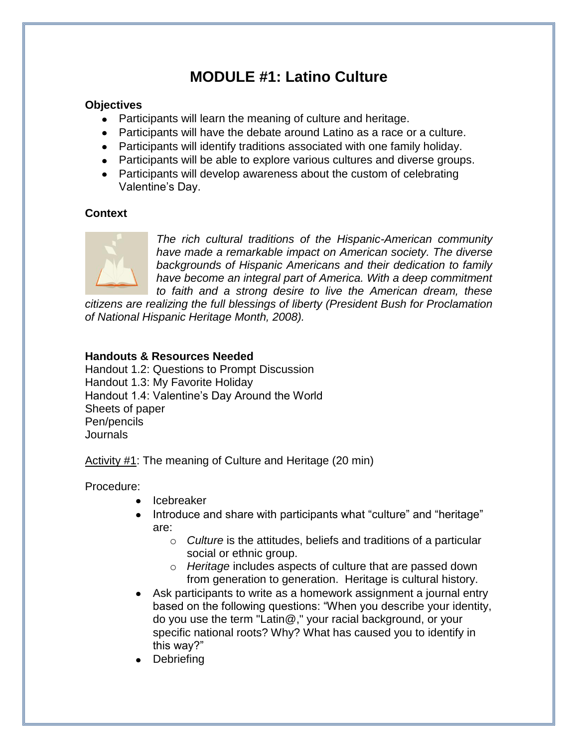# MODULE #1: Latino Culture

**Objectives**

- Participants will learn the meaning of culture and heritage.
- Participants will have the debate around Latino as a race or a culture.
- Participants will identify traditions associated with one family holiday.
- Participants will be able to explore various cultures and diverse groups.
- Participants will develop awareness about the custom of celebrating Valentine's Day.

**Context**

*The rich cultural traditions of the Hispanic-American community have made a remarkable impact on American society. The diverse backgrounds of Hispanic Americans and their dedication to family have become an integral part of America. With a deep commitment to faith and a strong desire to live the American dream, these citizens are realizing the full blessings of liberty (President Bush for Proclamation of National Hispanic Heritage Month, 2008).*

**Handouts & Resources Needed**

Handout 1.2: Questions to Prompt Discussion
Handout 1.3: My Favorite Holiday
Handout 1.4: Valentine's Day Around the World
Sheets of paper
Pen/pencils
Journals

<u>Activity #1</u>: The meaning of Culture and Heritage (20 min)

Procedure:

- Icebreaker
- Introduce and share with participants what "culture" and "heritage" are:
  - *Culture* is the attitudes, beliefs and traditions of a particular social or ethnic group.
  - *Heritage* includes aspects of culture that are passed down from generation to generation. Heritage is cultural history.
- Ask participants to write as a homework assignment a journal entry based on the following questions: "When you describe your identity, do you use the term "Latin@," your racial background, or your specific national roots? Why? What has caused you to identify in this way?"
- Debriefing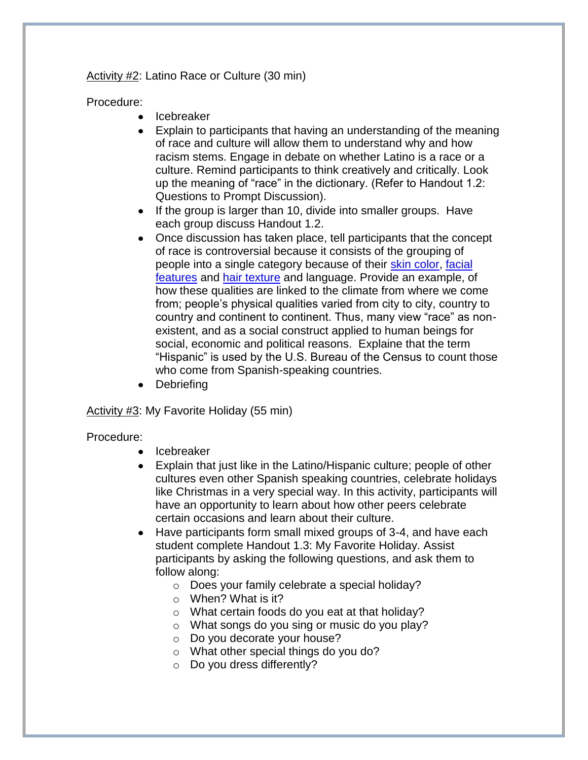<u>Activity #2</u>: Latino Race or Culture (30 min)

Procedure:

- Icebreaker
- Explain to participants that having an understanding of the meaning of race and culture will allow them to understand why and how racism stems. Engage in debate on whether Latino is a race or a culture. Remind participants to think creatively and critically. Look up the meaning of "race" in the dictionary. (Refer to Handout 1.2: Questions to Prompt Discussion).
- If the group is larger than 10, divide into smaller groups. Have each group discuss Handout 1.2.
- Once discussion has taken place, tell participants that the concept of race is controversial because it consists of the grouping of people into a single category because of their skin color, facial features and hair texture and language. Provide an example, of how these qualities are linked to the climate from where we come from; people's physical qualities varied from city to city, country to country and continent to continent. Thus, many view "race" as non-existent, and as a social construct applied to human beings for social, economic and political reasons. Explaine that the term "Hispanic" is used by the U.S. Bureau of the Census to count those who come from Spanish-speaking countries.
- Debriefing

<u>Activity #3</u>: My Favorite Holiday (55 min)

Procedure:

- Icebreaker
- Explain that just like in the Latino/Hispanic culture; people of other cultures even other Spanish speaking countries, celebrate holidays like Christmas in a very special way. In this activity, participants will have an opportunity to learn about how other peers celebrate certain occasions and learn about their culture.
- Have participants form small mixed groups of 3-4, and have each student complete Handout 1.3: My Favorite Holiday. Assist participants by asking the following questions, and ask them to follow along:
  - Does your family celebrate a special holiday?
  - When? What is it?
  - What certain foods do you eat at that holiday?
  - What songs do you sing or music do you play?
  - Do you decorate your house?
  - What other special things do you do?
  - Do you dress differently?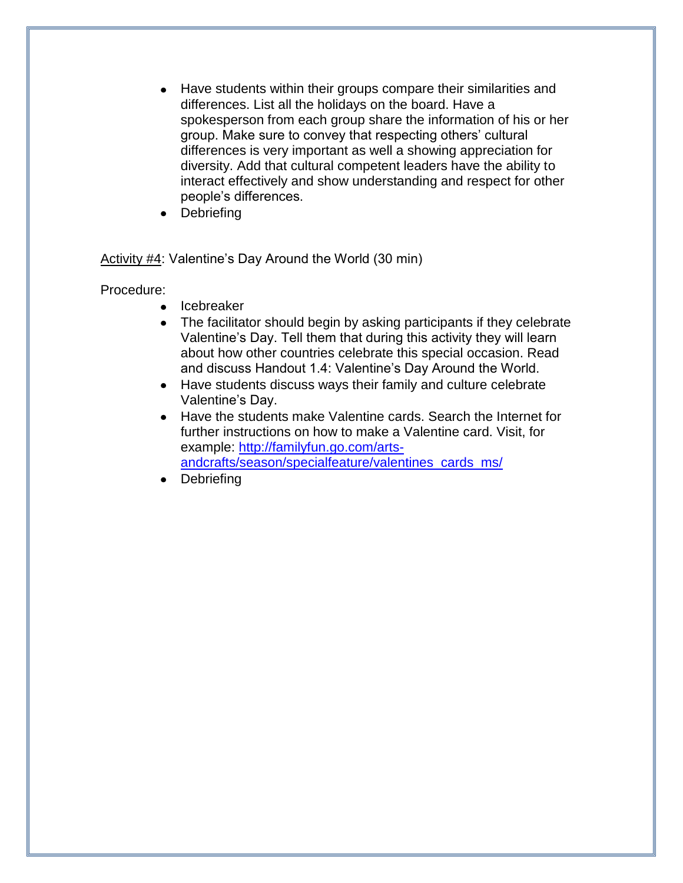- Have students within their groups compare their similarities and differences. List all the holidays on the board. Have a spokesperson from each group share the information of his or her group. Make sure to convey that respecting others' cultural differences is very important as well a showing appreciation for diversity. Add that cultural competent leaders have the ability to interact effectively and show understanding and respect for other people's differences.
- Debriefing

Activity #4: Valentine's Day Around the World (30 min)

Procedure:

- Icebreaker
- The facilitator should begin by asking participants if they celebrate Valentine's Day. Tell them that during this activity they will learn about how other countries celebrate this special occasion. Read and discuss Handout 1.4: Valentine's Day Around the World.
- Have students discuss ways their family and culture celebrate Valentine's Day.
- Have the students make Valentine cards. Search the Internet for further instructions on how to make a Valentine card. Visit, for example: [http://familyfun.go.com/arts-andcrafts/season/specialfeature/valentines_cards_ms/](http://familyfun.go.com/arts-andcrafts/season/specialfeature/valentines_cards_ms/)
- Debriefing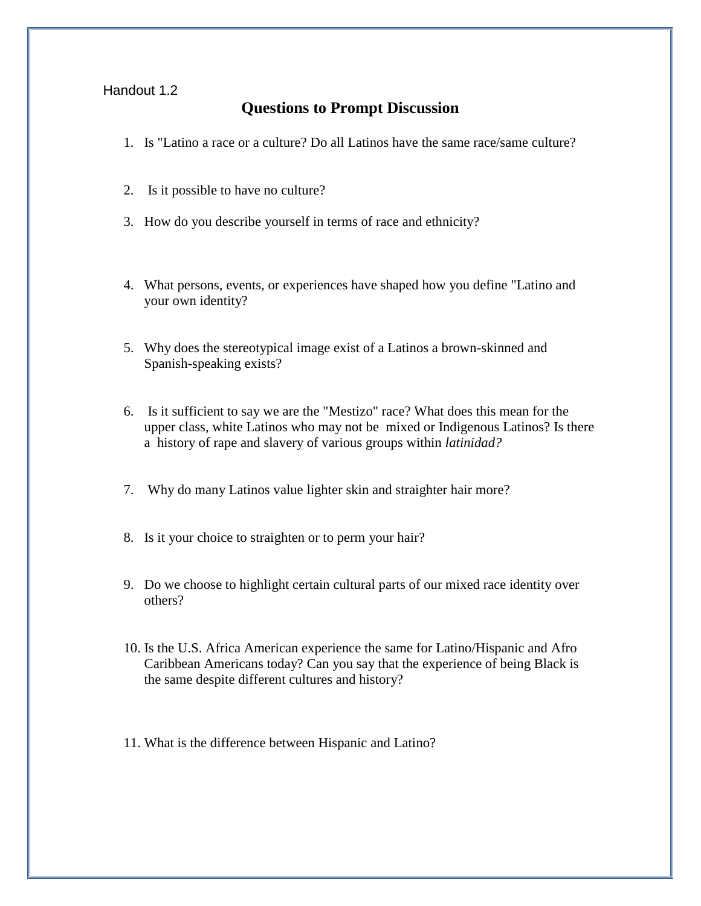Handout 1.2

## Questions to Prompt Discussion

1. Is "Latino a race or a culture? Do all Latinos have the same race/same culture?
2. Is it possible to have no culture?
3. How do you describe yourself in terms of race and ethnicity?
4. What persons, events, or experiences have shaped how you define "Latino and your own identity?
5. Why does the stereotypical image exist of a Latinos a brown-skinned and Spanish-speaking exists?
6. Is it sufficient to say we are the "Mestizo" race? What does this mean for the upper class, white Latinos who may not be mixed or Indigenous Latinos? Is there a history of rape and slavery of various groups within *latinidad?*
7. Why do many Latinos value lighter skin and straighter hair more?
8. Is it your choice to straighten or to perm your hair?
9. Do we choose to highlight certain cultural parts of our mixed race identity over others?
10. Is the U.S. Africa American experience the same for Latino/Hispanic and Afro Caribbean Americans today? Can you say that the experience of being Black is the same despite different cultures and history?
11. What is the difference between Hispanic and Latino?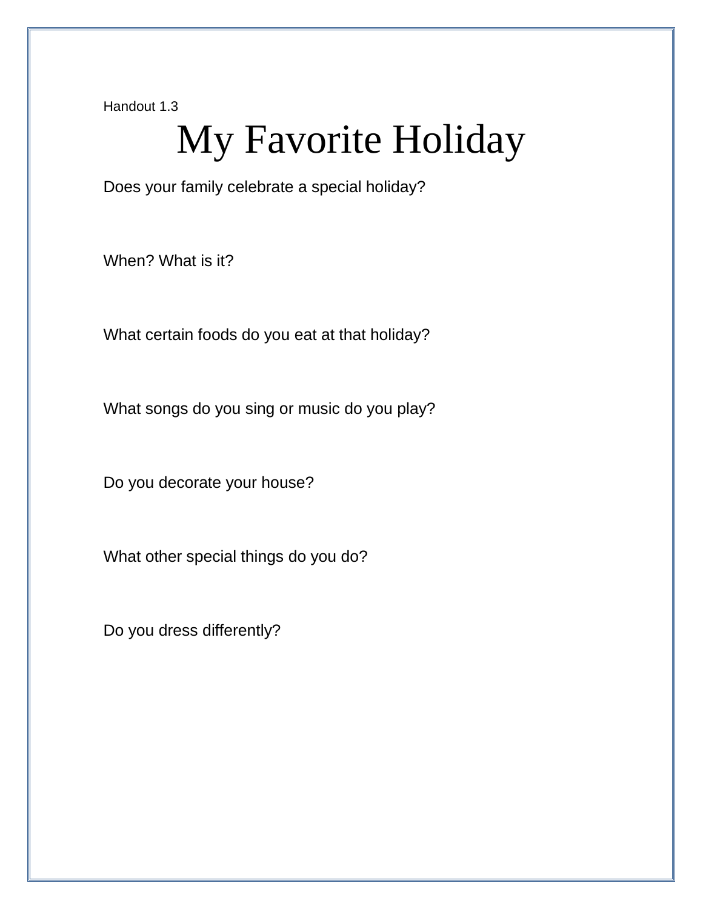Handout 1.3

# My Favorite Holiday

Does your family celebrate a special holiday?

When? What is it?

What certain foods do you eat at that holiday?

What songs do you sing or music do you play?

Do you decorate your house?

What other special things do you do?

Do you dress differently?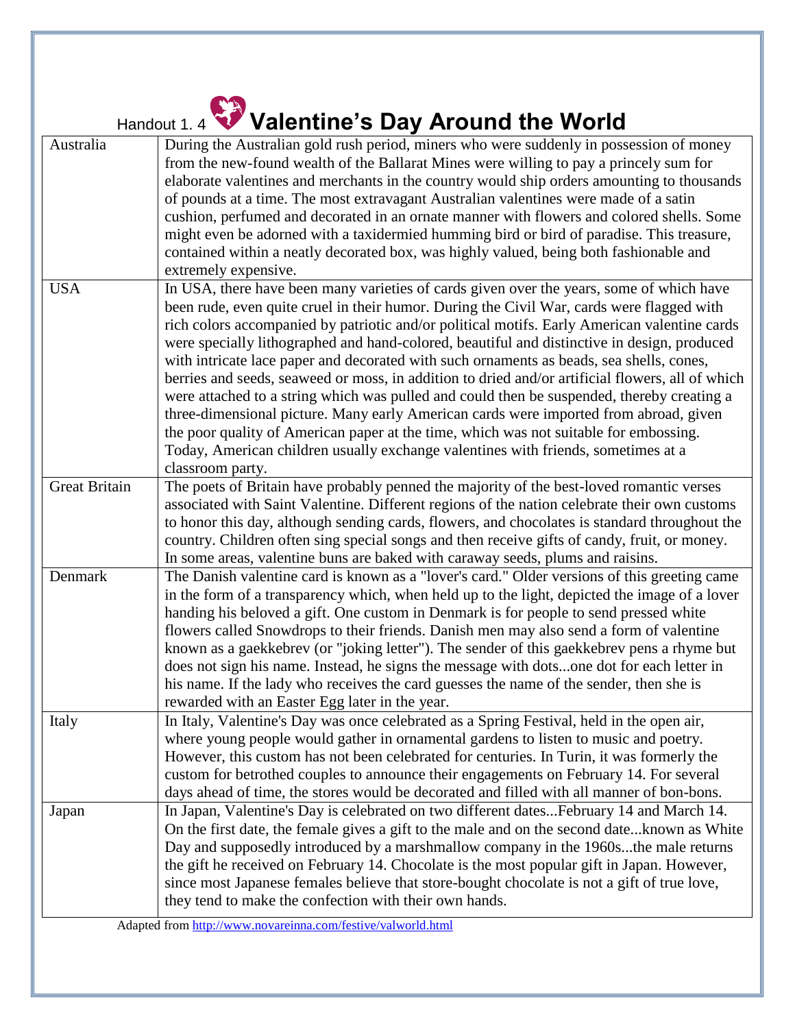# Handout 1. 4 Valentine's Day Around the World

| | |
|---|---|
| Australia | During the Australian gold rush period, miners who were suddenly in possession of money from the new-found wealth of the Ballarat Mines were willing to pay a princely sum for elaborate valentines and merchants in the country would ship orders amounting to thousands of pounds at a time. The most extravagant Australian valentines were made of a satin cushion, perfumed and decorated in an ornate manner with flowers and colored shells. Some might even be adorned with a taxidermied humming bird or bird of paradise. This treasure, contained within a neatly decorated box, was highly valued, being both fashionable and extremely expensive. |
| USA | In USA, there have been many varieties of cards given over the years, some of which have been rude, even quite cruel in their humor. During the Civil War, cards were flagged with rich colors accompanied by patriotic and/or political motifs. Early American valentine cards were specially lithographed and hand-colored, beautiful and distinctive in design, produced with intricate lace paper and decorated with such ornaments as beads, sea shells, cones, berries and seeds, seaweed or moss, in addition to dried and/or artificial flowers, all of which were attached to a string which was pulled and could then be suspended, thereby creating a three-dimensional picture. Many early American cards were imported from abroad, given the poor quality of American paper at the time, which was not suitable for embossing. Today, American children usually exchange valentines with friends, sometimes at a classroom party. |
| Great Britain | The poets of Britain have probably penned the majority of the best-loved romantic verses associated with Saint Valentine. Different regions of the nation celebrate their own customs to honor this day, although sending cards, flowers, and chocolates is standard throughout the country. Children often sing special songs and then receive gifts of candy, fruit, or money. In some areas, valentine buns are baked with caraway seeds, plums and raisins. |
| Denmark | The Danish valentine card is known as a "lover's card." Older versions of this greeting came in the form of a transparency which, when held up to the light, depicted the image of a lover handing his beloved a gift. One custom in Denmark is for people to send pressed white flowers called Snowdrops to their friends. Danish men may also send a form of valentine known as a gaekkebrev (or "joking letter"). The sender of this gaekkebrev pens a rhyme but does not sign his name. Instead, he signs the message with dots...one dot for each letter in his name. If the lady who receives the card guesses the name of the sender, then she is rewarded with an Easter Egg later in the year. |
| Italy | In Italy, Valentine's Day was once celebrated as a Spring Festival, held in the open air, where young people would gather in ornamental gardens to listen to music and poetry. However, this custom has not been celebrated for centuries. In Turin, it was formerly the custom for betrothed couples to announce their engagements on February 14. For several days ahead of time, the stores would be decorated and filled with all manner of bon-bons. |
| Japan | In Japan, Valentine's Day is celebrated on two different dates...February 14 and March 14. On the first date, the female gives a gift to the male and on the second date...known as White Day and supposedly introduced by a marshmallow company in the 1960s...the male returns the gift he received on February 14. Chocolate is the most popular gift in Japan. However, since most Japanese females believe that store-bought chocolate is not a gift of true love, they tend to make the confection with their own hands. |

Adapted from http://www.novareinna.com/festive/valworld.html